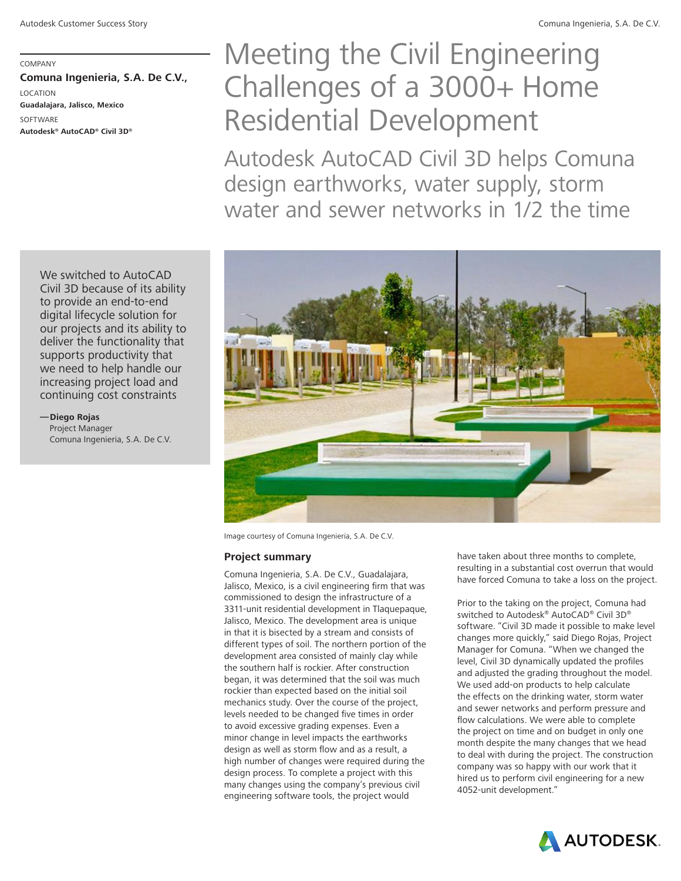COMPANY

**Comuna Ingenieria, S.A. De C.V.,**

LOCATION

**Guadalajara, Jalisco, Mexico**

SOFTWARE

**Autodesk® AutoCAD® Civil 3D®**

# Meeting the Civil Engineering Challenges of a 3000+ Home Residential Development

## Autodesk AutoCAD Civil 3D helps Comuna design earthworks, water supply, storm water and sewer networks in 1/2 the time

We switched to AutoCAD Civil 3D because of its ability to provide an end-to-end digital lifecycle solution for our projects and its ability to deliver the functionality that supports productivity that we need to help handle our increasing project load and continuing cost constraints

— **Diego Rojas**
Project Manager
Comuna Ingenieria, S.A. De C.V.

Image courtesy of Comuna Ingenieria, S.A. De C.V.

### Project summary

Comuna Ingenieria, S.A. De C.V., Guadalajara, Jalisco, Mexico, is a civil engineering firm that was commissioned to design the infrastructure of a 3311-unit residential development in Tlaquepaque, Jalisco, Mexico. The development area is unique in that it is bisected by a stream and consists of different types of soil. The northern portion of the development area consisted of mainly clay while the southern half is rockier. After construction began, it was determined that the soil was much rockier than expected based on the initial soil mechanics study. Over the course of the project, levels needed to be changed five times in order to avoid excessive grading expenses. Even a minor change in level impacts the earthworks design as well as storm flow and as a result, a high number of changes were required during the design process. To complete a project with this many changes using the company's previous civil engineering software tools, the project would have taken about three months to complete, resulting in a substantial cost overrun that would have forced Comuna to take a loss on the project.

Prior to the taking on the project, Comuna had switched to Autodesk® AutoCAD® Civil 3D® software. "Civil 3D made it possible to make level changes more quickly," said Diego Rojas, Project Manager for Comuna. "When we changed the level, Civil 3D dynamically updated the profiles and adjusted the grading throughout the model. We used add-on products to help calculate the effects on the drinking water, storm water and sewer networks and perform pressure and flow calculations. We were able to complete the project on time and on budget in only one month despite the many changes that we head to deal with during the project. The construction company was so happy with our work that it hired us to perform civil engineering for a new 4052-unit development."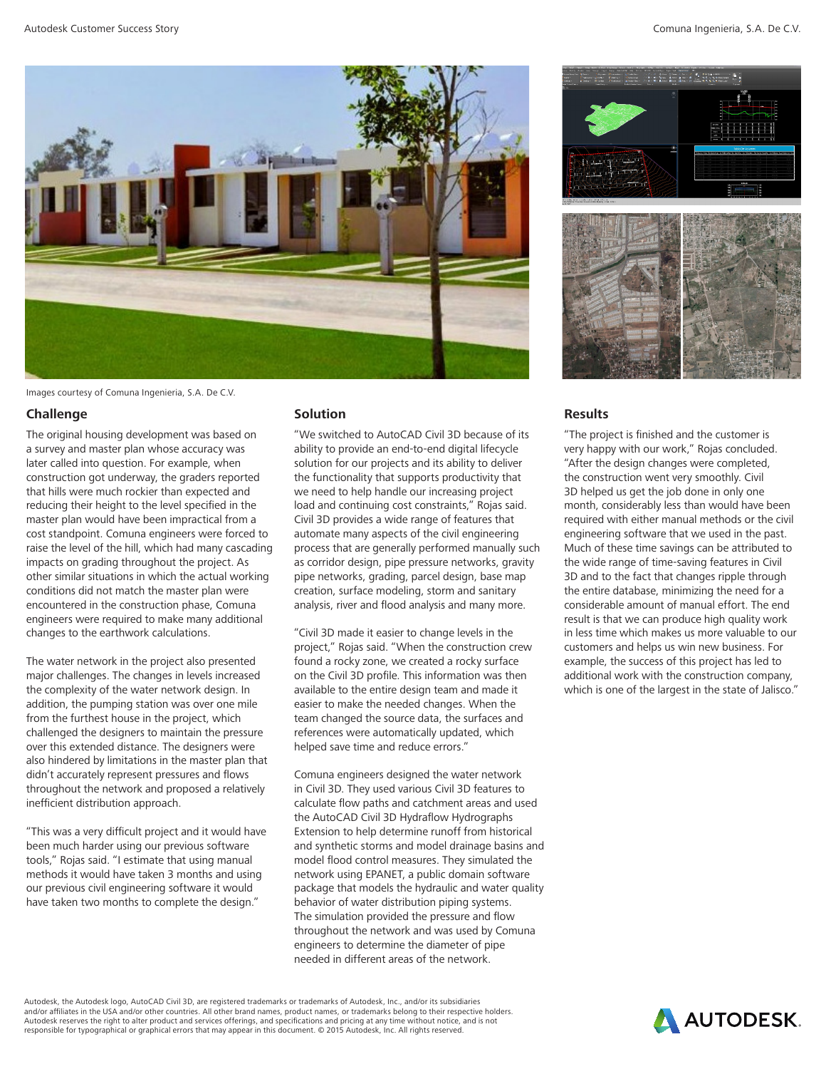Images courtesy of Comuna Ingenieria, S.A. De C.V.

## Challenge

The original housing development was based on a survey and master plan whose accuracy was later called into question. For example, when construction got underway, the graders reported that hills were much rockier than expected and reducing their height to the level specified in the master plan would have been impractical from a cost standpoint. Comuna engineers were forced to raise the level of the hill, which had many cascading impacts on grading throughout the project. As other similar situations in which the actual working conditions did not match the master plan were encountered in the construction phase, Comuna engineers were required to make many additional changes to the earthwork calculations.

The water network in the project also presented major challenges. The changes in levels increased the complexity of the water network design. In addition, the pumping station was over one mile from the furthest house in the project, which challenged the designers to maintain the pressure over this extended distance. The designers were also hindered by limitations in the master plan that didn't accurately represent pressures and flows throughout the network and proposed a relatively inefficient distribution approach.

"This was a very difficult project and it would have been much harder using our previous software tools," Rojas said. "I estimate that using manual methods it would have taken 3 months and using our previous civil engineering software it would have taken two months to complete the design."

## Solution

"We switched to AutoCAD Civil 3D because of its ability to provide an end-to-end digital lifecycle solution for our projects and its ability to deliver the functionality that supports productivity that we need to help handle our increasing project load and continuing cost constraints," Rojas said. Civil 3D provides a wide range of features that automate many aspects of the civil engineering process that are generally performed manually such as corridor design, pipe pressure networks, gravity pipe networks, grading, parcel design, base map creation, surface modeling, storm and sanitary analysis, river and flood analysis and many more.

"Civil 3D made it easier to change levels in the project," Rojas said. "When the construction crew found a rocky zone, we created a rocky surface on the Civil 3D profile. This information was then available to the entire design team and made it easier to make the needed changes. When the team changed the source data, the surfaces and references were automatically updated, which helped save time and reduce errors."

Comuna engineers designed the water network in Civil 3D. They used various Civil 3D features to calculate flow paths and catchment areas and used the AutoCAD Civil 3D Hydraflow Hydrographs Extension to help determine runoff from historical and synthetic storms and model drainage basins and model flood control measures. They simulated the network using EPANET, a public domain software package that models the hydraulic and water quality behavior of water distribution piping systems. The simulation provided the pressure and flow throughout the network and was used by Comuna engineers to determine the diameter of pipe needed in different areas of the network.

## Results

"The project is finished and the customer is very happy with our work," Rojas concluded. "After the design changes were completed, the construction went very smoothly. Civil 3D helped us get the job done in only one month, considerably less than would have been required with either manual methods or the civil engineering software that we used in the past. Much of these time savings can be attributed to the wide range of time-saving features in Civil 3D and to the fact that changes ripple through the entire database, minimizing the need for a considerable amount of manual effort. The end result is that we can produce high quality work in less time which makes us more valuable to our customers and helps us win new business. For example, the success of this project has led to additional work with the construction company, which is one of the largest in the state of Jalisco."

Autodesk, the Autodesk logo, AutoCAD Civil 3D, are registered trademarks or trademarks of Autodesk, Inc., and/or its subsidiaries and/or affiliates in the USA and/or other countries. All other brand names, product names, or trademarks belong to their respective holders. Autodesk reserves the right to alter product and services offerings, and specifications and pricing at any time without notice, and is not responsible for typographical or graphical errors that may appear in this document. © 2015 Autodesk, Inc. All rights reserved.